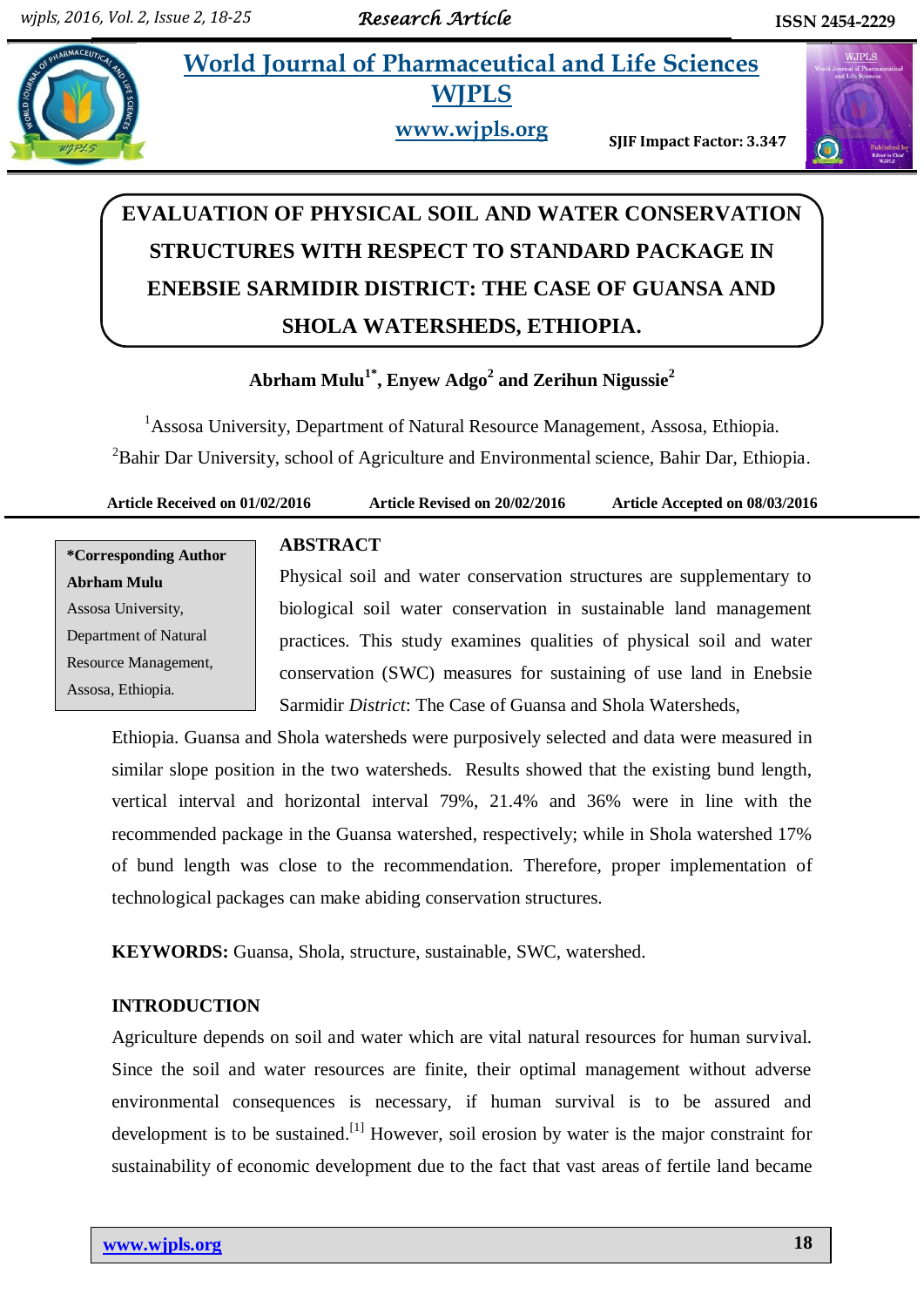# World Journal of Pharmaceutical and Life Sciences WJPLS

www.wjpls.org

SJIF Impact Factor: 3.347

# EVALUATION OF PHYSICAL SOIL AND WATER CONSERVATION STRUCTURES WITH RESPECT TO STANDARD PACKAGE IN ENEBSIE SARMIDIR DISTRICT: THE CASE OF GUANSA AND SHOLA WATERSHEDS, ETHIOPIA.

**Abrham Mulu[1*], Enyew Adgo[2] and Zerihun Nigussie[2]**

[1]Assosa University, Department of Natural Resource Management, Assosa, Ethiopia.

[2]Bahir Dar University, school of Agriculture and Environmental science, Bahir Dar, Ethiopia.

**Article Received on 01/02/2016 Article Revised on 20/02/2016 Article Accepted on 08/03/2016**

**\*Corresponding Author**
**Abrham Mulu**
Assosa University, Department of Natural Resource Management, Assosa, Ethiopia.

## ABSTRACT

Physical soil and water conservation structures are supplementary to biological soil water conservation in sustainable land management practices. This study examines qualities of physical soil and water conservation (SWC) measures for sustaining of use land in Enebsie Sarmidir *District*: The Case of Guansa and Shola Watersheds, Ethiopia. Guansa and Shola watersheds were purposively selected and data were measured in similar slope position in the two watersheds. Results showed that the existing bund length, vertical interval and horizontal interval 79%, 21.4% and 36% were in line with the recommended package in the Guansa watershed, respectively; while in Shola watershed 17% of bund length was close to the recommendation. Therefore, proper implementation of technological packages can make abiding conservation structures.

**KEYWORDS:** Guansa, Shola, structure, sustainable, SWC, watershed.

## INTRODUCTION

Agriculture depends on soil and water which are vital natural resources for human survival. Since the soil and water resources are finite, their optimal management without adverse environmental consequences is necessary, if human survival is to be assured and development is to be sustained.[1] However, soil erosion by water is the major constraint for sustainability of economic development due to the fact that vast areas of fertile land became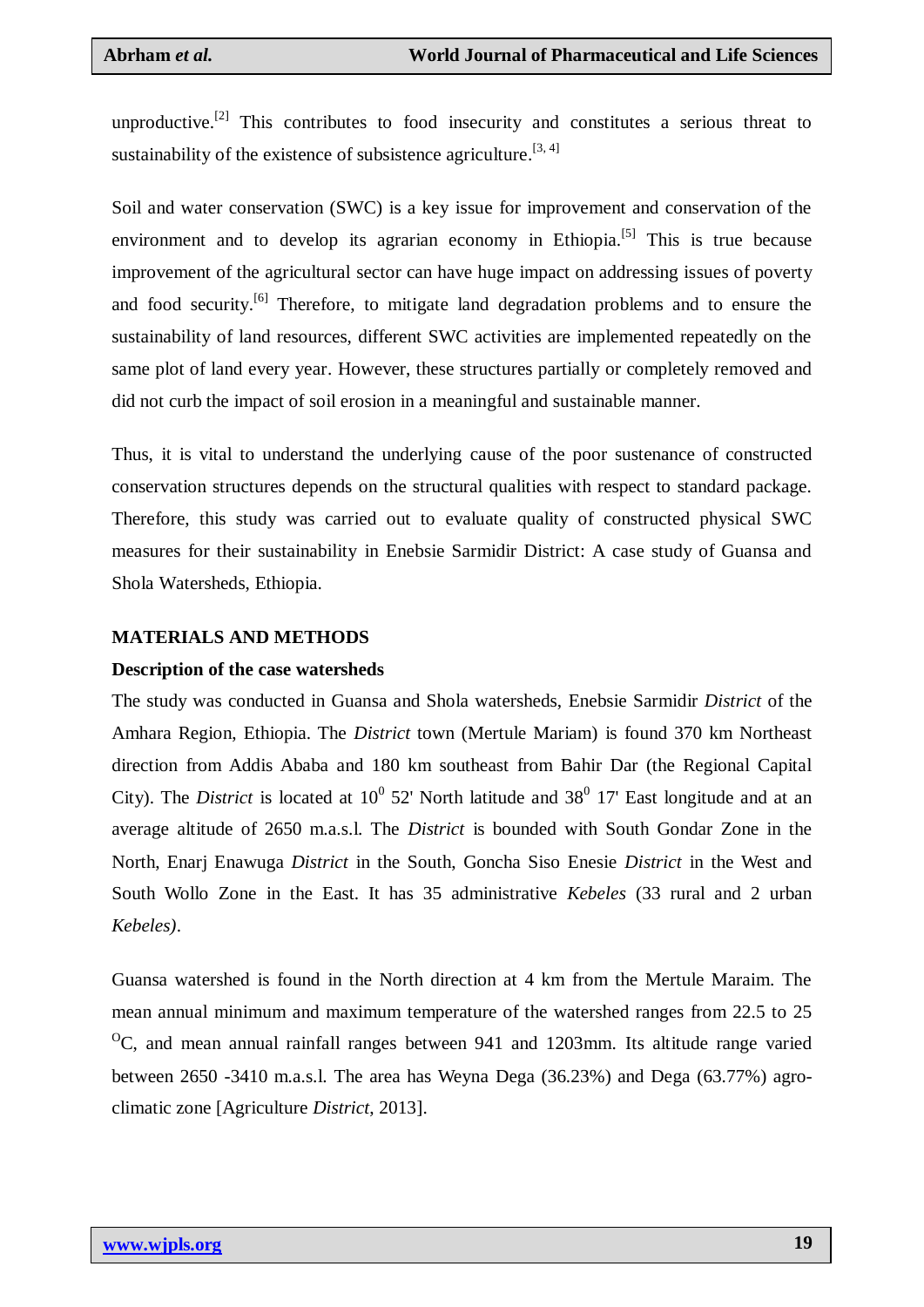unproductive.[2] This contributes to food insecurity and constitutes a serious threat to sustainability of the existence of subsistence agriculture.[3, 4]

Soil and water conservation (SWC) is a key issue for improvement and conservation of the environment and to develop its agrarian economy in Ethiopia.[5] This is true because improvement of the agricultural sector can have huge impact on addressing issues of poverty and food security.[6] Therefore, to mitigate land degradation problems and to ensure the sustainability of land resources, different SWC activities are implemented repeatedly on the same plot of land every year. However, these structures partially or completely removed and did not curb the impact of soil erosion in a meaningful and sustainable manner.

Thus, it is vital to understand the underlying cause of the poor sustenance of constructed conservation structures depends on the structural qualities with respect to standard package. Therefore, this study was carried out to evaluate quality of constructed physical SWC measures for their sustainability in Enebsie Sarmidir District: A case study of Guansa and Shola Watersheds, Ethiopia.

## MATERIALS AND METHODS

### Description of the case watersheds

The study was conducted in Guansa and Shola watersheds, Enebsie Sarmidir *District* of the Amhara Region, Ethiopia. The *District* town (Mertule Mariam) is found 370 km Northeast direction from Addis Ababa and 180 km southeast from Bahir Dar (the Regional Capital City). The *District* is located at $10^0$ 52' North latitude and $38^0$ 17' East longitude and at an average altitude of 2650 m.a.s.l. The *District* is bounded with South Gondar Zone in the North, Enarj Enawuga *District* in the South, Goncha Siso Enesie *District* in the West and South Wollo Zone in the East. It has 35 administrative *Kebeles* (33 rural and 2 urban *Kebeles)*.

Guansa watershed is found in the North direction at 4 km from the Mertule Maraim. The mean annual minimum and maximum temperature of the watershed ranges from 22.5 to 25 $^{O}$C, and mean annual rainfall ranges between 941 and 1203mm. Its altitude range varied between 2650 -3410 m.a.s.l. The area has Weyna Dega (36.23%) and Dega (63.77%) agro-climatic zone [Agriculture *District*, 2013].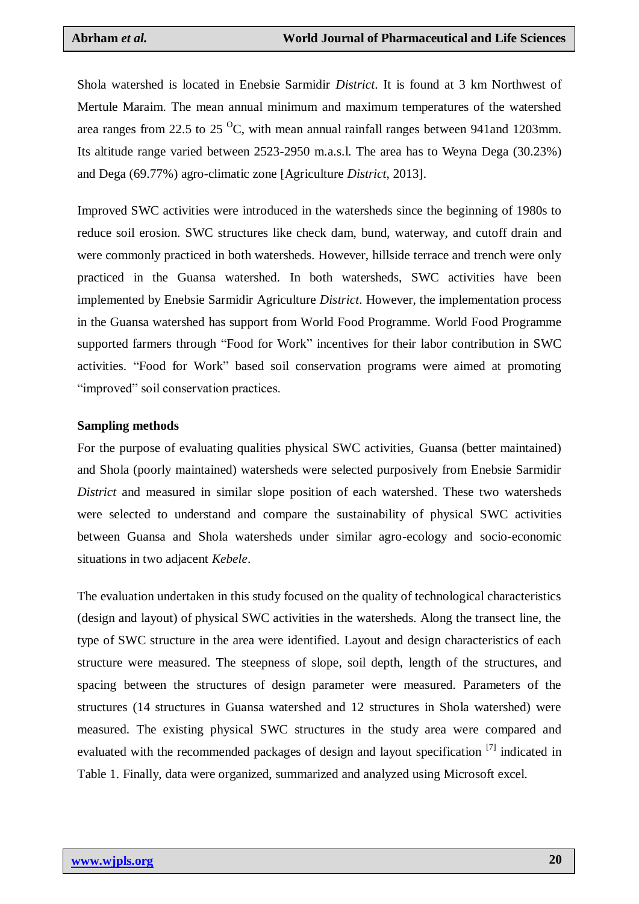Shola watershed is located in Enebsie Sarmidir *District*. It is found at 3 km Northwest of Mertule Maraim. The mean annual minimum and maximum temperatures of the watershed area ranges from 22.5 to 25 $^{O}$C, with mean annual rainfall ranges between 941and 1203mm. Its altitude range varied between 2523-2950 m.a.s.l. The area has to Weyna Dega (30.23%) and Dega (69.77%) agro-climatic zone [Agriculture *District*, 2013].

Improved SWC activities were introduced in the watersheds since the beginning of 1980s to reduce soil erosion. SWC structures like check dam, bund, waterway, and cutoff drain and were commonly practiced in both watersheds. However, hillside terrace and trench were only practiced in the Guansa watershed. In both watersheds, SWC activities have been implemented by Enebsie Sarmidir Agriculture *District*. However, the implementation process in the Guansa watershed has support from World Food Programme. World Food Programme supported farmers through "Food for Work" incentives for their labor contribution in SWC activities. "Food for Work" based soil conservation programs were aimed at promoting "improved" soil conservation practices.

**Sampling methods**

For the purpose of evaluating qualities physical SWC activities, Guansa (better maintained) and Shola (poorly maintained) watersheds were selected purposively from Enebsie Sarmidir *District* and measured in similar slope position of each watershed. These two watersheds were selected to understand and compare the sustainability of physical SWC activities between Guansa and Shola watersheds under similar agro-ecology and socio-economic situations in two adjacent *Kebele*.

The evaluation undertaken in this study focused on the quality of technological characteristics (design and layout) of physical SWC activities in the watersheds. Along the transect line, the type of SWC structure in the area were identified. Layout and design characteristics of each structure were measured. The steepness of slope, soil depth, length of the structures, and spacing between the structures of design parameter were measured. Parameters of the structures (14 structures in Guansa watershed and 12 structures in Shola watershed) were measured. The existing physical SWC structures in the study area were compared and evaluated with the recommended packages of design and layout specification [7] indicated in Table 1. Finally, data were organized, summarized and analyzed using Microsoft excel.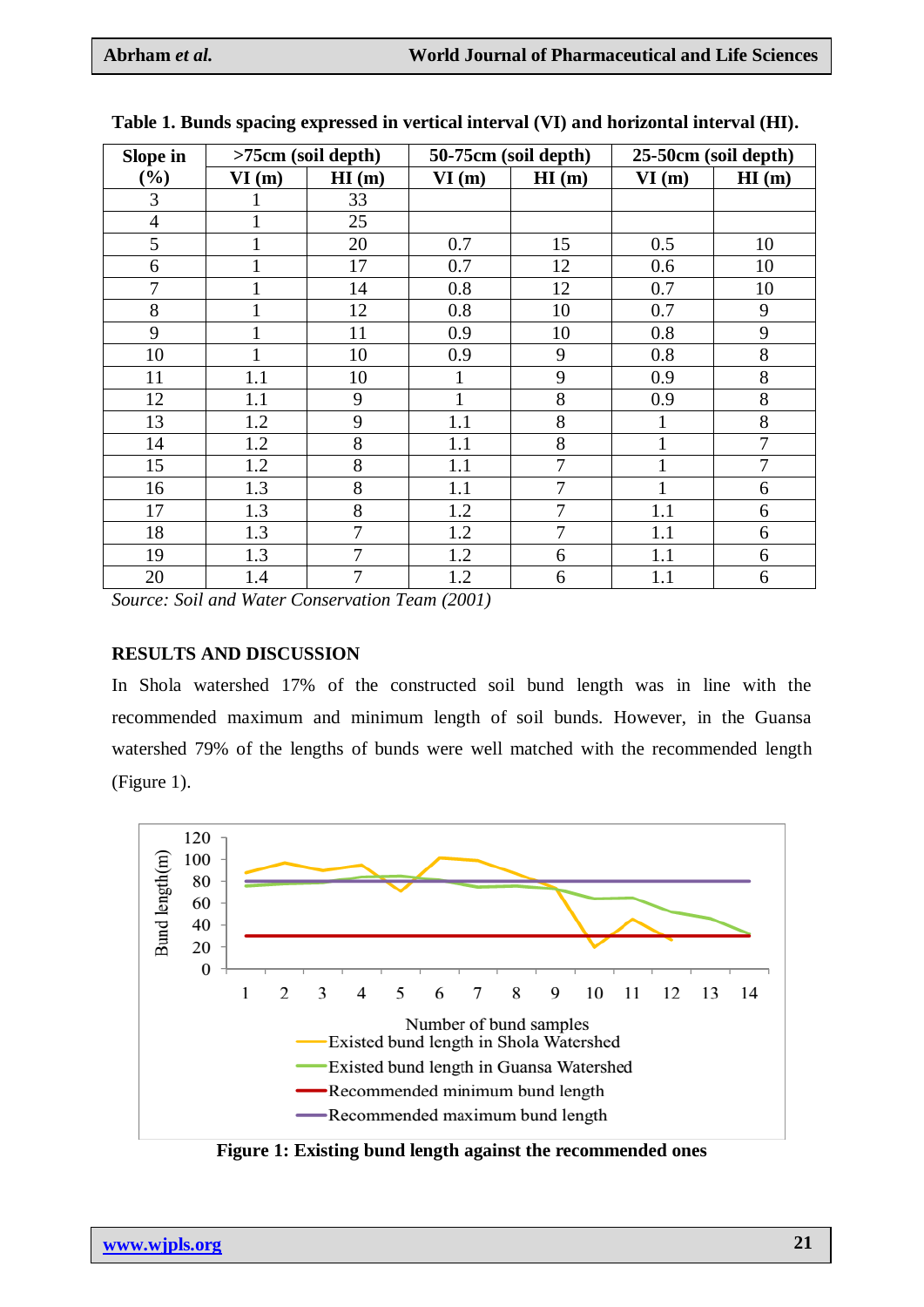**Table 1. Bunds spacing expressed in vertical interval (VI) and horizontal interval (HI).**

| Slope in (%) | >75cm (soil depth) | | 50-75cm (soil depth) | | 25-50cm (soil depth) | |
|---|---|---|---|---|---|---|
| | VI (m) | HI (m) | VI (m) | HI (m) | VI (m) | HI (m) |
| 3 | 1 | 33 | | | | |
| 4 | 1 | 25 | | | | |
| 5 | 1 | 20 | 0.7 | 15 | 0.5 | 10 |
| 6 | 1 | 17 | 0.7 | 12 | 0.6 | 10 |
| 7 | 1 | 14 | 0.8 | 12 | 0.7 | 10 |
| 8 | 1 | 12 | 0.8 | 10 | 0.7 | 9 |
| 9 | 1 | 11 | 0.9 | 10 | 0.8 | 9 |
| 10 | 1 | 10 | 0.9 | 9 | 0.8 | 8 |
| 11 | 1.1 | 10 | 1 | 9 | 0.9 | 8 |
| 12 | 1.1 | 9 | 1 | 8 | 0.9 | 8 |
| 13 | 1.2 | 9 | 1.1 | 8 | 1 | 8 |
| 14 | 1.2 | 8 | 1.1 | 8 | 1 | 7 |
| 15 | 1.2 | 8 | 1.1 | 7 | 1 | 7 |
| 16 | 1.3 | 8 | 1.1 | 7 | 1 | 6 |
| 17 | 1.3 | 8 | 1.2 | 7 | 1.1 | 6 |
| 18 | 1.3 | 7 | 1.2 | 7 | 1.1 | 6 |
| 19 | 1.3 | 7 | 1.2 | 6 | 1.1 | 6 |
| 20 | 1.4 | 7 | 1.2 | 6 | 1.1 | 6 |

*Source: Soil and Water Conservation Team (2001)*

## RESULTS AND DISCUSSION

In Shola watershed 17% of the constructed soil bund length was in line with the recommended maximum and minimum length of soil bunds. However, in the Guansa watershed 79% of the lengths of bunds were well matched with the recommended length (Figure 1).

**Figure 1: Existing bund length against the recommended ones**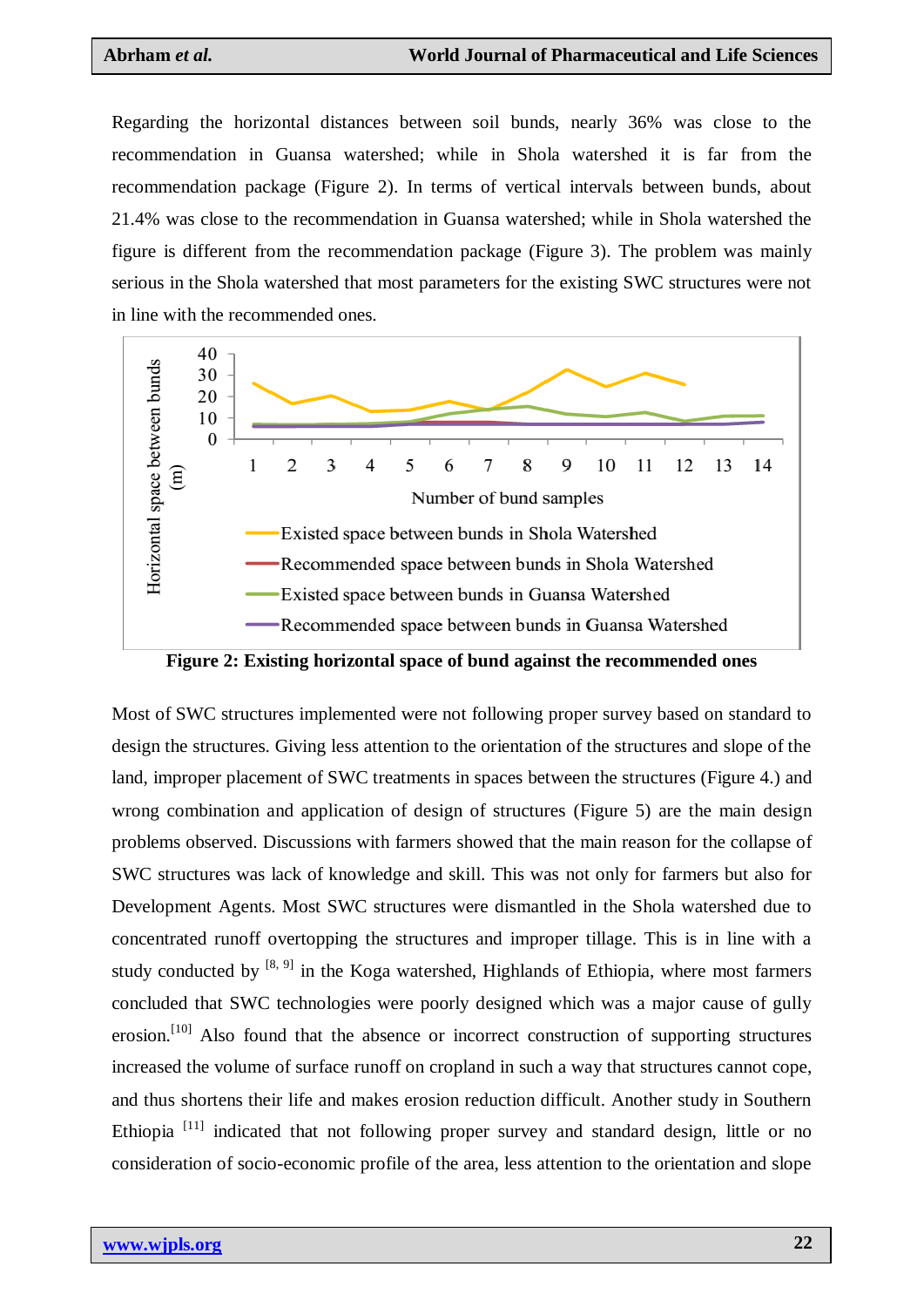Regarding the horizontal distances between soil bunds, nearly 36% was close to the recommendation in Guansa watershed; while in Shola watershed it is far from the recommendation package (Figure 2). In terms of vertical intervals between bunds, about 21.4% was close to the recommendation in Guansa watershed; while in Shola watershed the figure is different from the recommendation package (Figure 3). The problem was mainly serious in the Shola watershed that most parameters for the existing SWC structures were not in line with the recommended ones.

**Figure 2: Existing horizontal space of bund against the recommended ones**

Most of SWC structures implemented were not following proper survey based on standard to design the structures. Giving less attention to the orientation of the structures and slope of the land, improper placement of SWC treatments in spaces between the structures (Figure 4.) and wrong combination and application of design of structures (Figure 5) are the main design problems observed. Discussions with farmers showed that the main reason for the collapse of SWC structures was lack of knowledge and skill. This was not only for farmers but also for Development Agents. Most SWC structures were dismantled in the Shola watershed due to concentrated runoff overtopping the structures and improper tillage. This is in line with a study conducted by [8, 9] in the Koga watershed, Highlands of Ethiopia, where most farmers concluded that SWC technologies were poorly designed which was a major cause of gully erosion.[10] Also found that the absence or incorrect construction of supporting structures increased the volume of surface runoff on cropland in such a way that structures cannot cope, and thus shortens their life and makes erosion reduction difficult. Another study in Southern Ethiopia [11] indicated that not following proper survey and standard design, little or no consideration of socio-economic profile of the area, less attention to the orientation and slope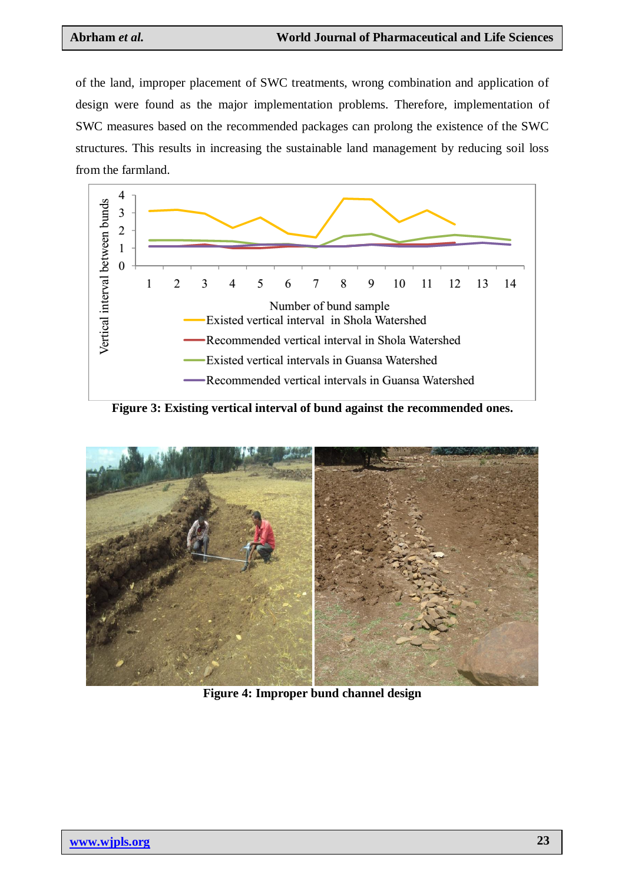of the land, improper placement of SWC treatments, wrong combination and application of design were found as the major implementation problems. Therefore, implementation of SWC measures based on the recommended packages can prolong the existence of the SWC structures. This results in increasing the sustainable land management by reducing soil loss from the farmland.

**Figure 3: Existing vertical interval of bund against the recommended ones.**

**Figure 4: Improper bund channel design**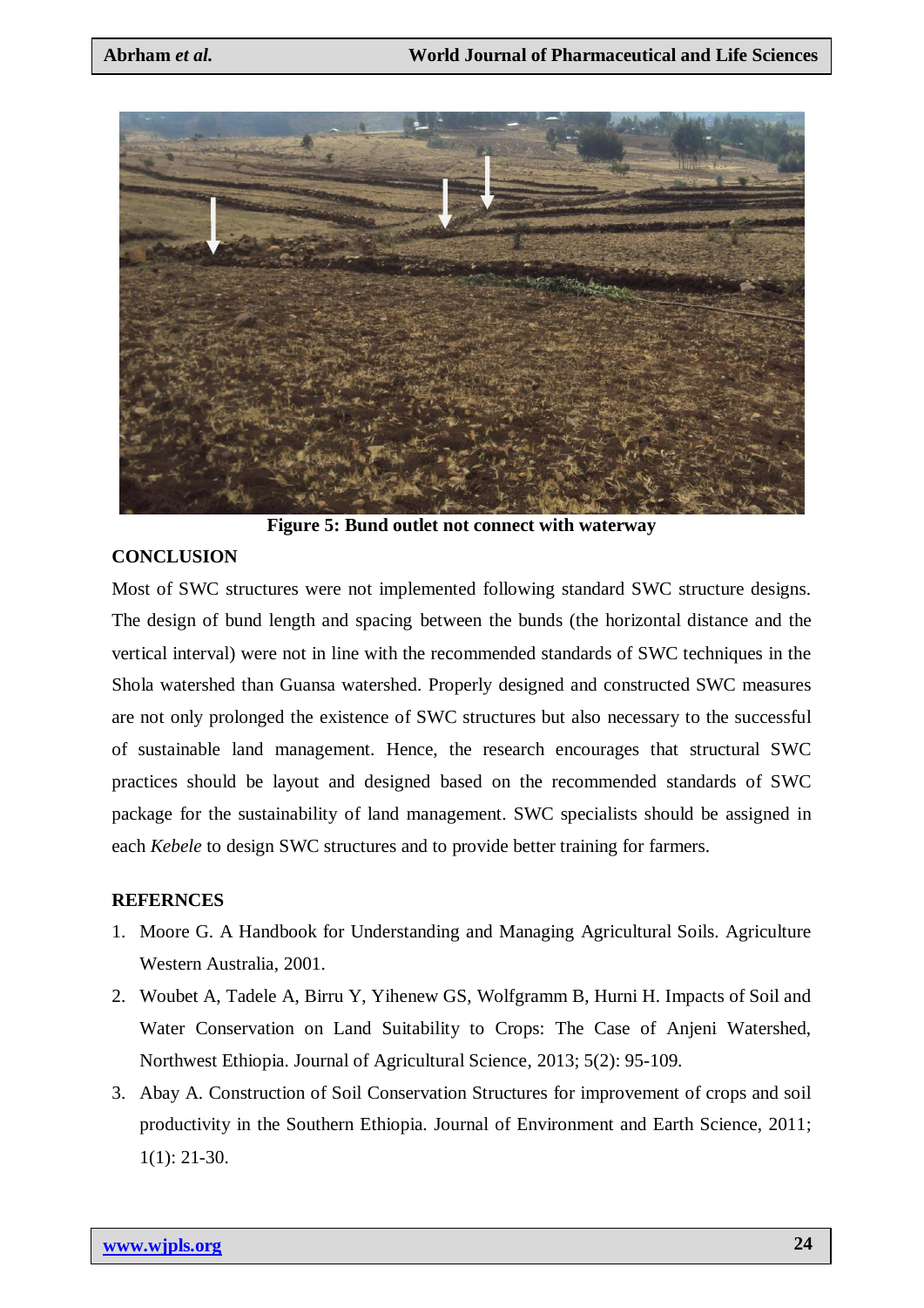**Figure 5: Bund outlet not connect with waterway**

## CONCLUSION

Most of SWC structures were not implemented following standard SWC structure designs. The design of bund length and spacing between the bunds (the horizontal distance and the vertical interval) were not in line with the recommended standards of SWC techniques in the Shola watershed than Guansa watershed. Properly designed and constructed SWC measures are not only prolonged the existence of SWC structures but also necessary to the successful of sustainable land management. Hence, the research encourages that structural SWC practices should be layout and designed based on the recommended standards of SWC package for the sustainability of land management. SWC specialists should be assigned in each *Kebele* to design SWC structures and to provide better training for farmers.

## REFERNCES

1. Moore G. A Handbook for Understanding and Managing Agricultural Soils. Agriculture Western Australia, 2001.
2. Woubet A, Tadele A, Birru Y, Yihenew GS, Wolfgramm B, Hurni H. Impacts of Soil and Water Conservation on Land Suitability to Crops: The Case of Anjeni Watershed, Northwest Ethiopia. Journal of Agricultural Science, 2013; 5(2): 95-109.
3. Abay A. Construction of Soil Conservation Structures for improvement of crops and soil productivity in the Southern Ethiopia. Journal of Environment and Earth Science, 2011; 1(1): 21-30.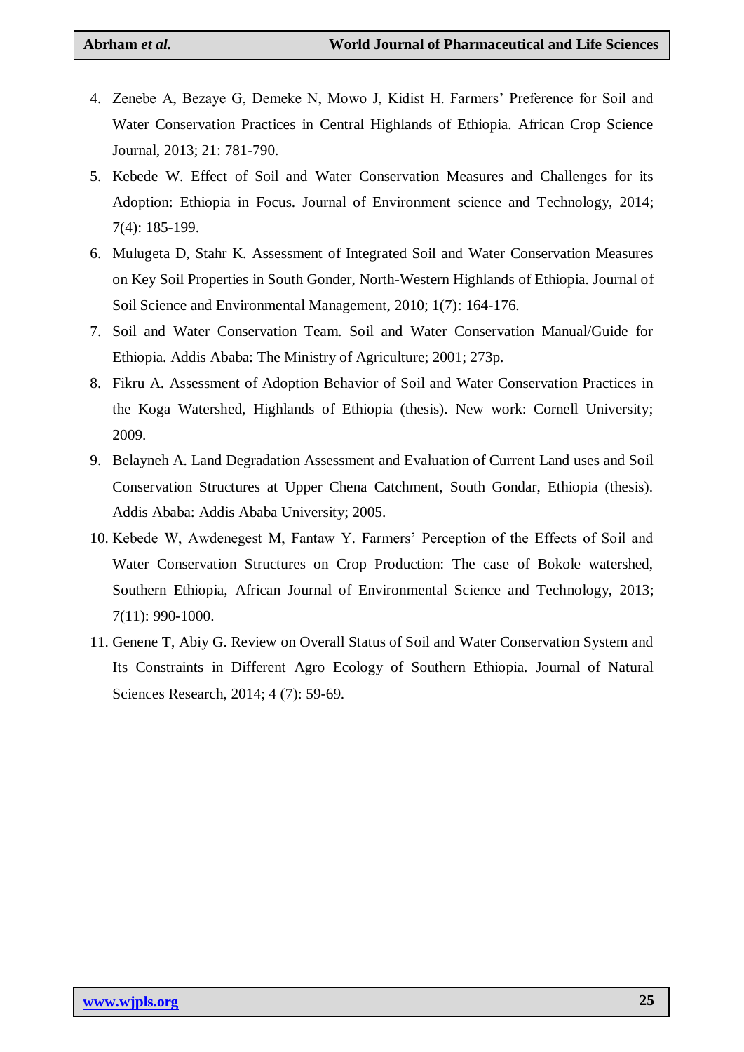4. Zenebe A, Bezaye G, Demeke N, Mowo J, Kidist H. Farmers' Preference for Soil and Water Conservation Practices in Central Highlands of Ethiopia. African Crop Science Journal, 2013; 21: 781-790.
5. Kebede W. Effect of Soil and Water Conservation Measures and Challenges for its Adoption: Ethiopia in Focus. Journal of Environment science and Technology, 2014; 7(4): 185-199.
6. Mulugeta D, Stahr K. Assessment of Integrated Soil and Water Conservation Measures on Key Soil Properties in South Gonder, North-Western Highlands of Ethiopia. Journal of Soil Science and Environmental Management, 2010; 1(7): 164-176.
7. Soil and Water Conservation Team. Soil and Water Conservation Manual/Guide for Ethiopia. Addis Ababa: The Ministry of Agriculture; 2001; 273p.
8. Fikru A. Assessment of Adoption Behavior of Soil and Water Conservation Practices in the Koga Watershed, Highlands of Ethiopia (thesis). New work: Cornell University; 2009.
9. Belayneh A. Land Degradation Assessment and Evaluation of Current Land uses and Soil Conservation Structures at Upper Chena Catchment, South Gondar, Ethiopia (thesis). Addis Ababa: Addis Ababa University; 2005.
10. Kebede W, Awdenegest M, Fantaw Y. Farmers' Perception of the Effects of Soil and Water Conservation Structures on Crop Production: The case of Bokole watershed, Southern Ethiopia, African Journal of Environmental Science and Technology, 2013; 7(11): 990-1000.
11. Genene T, Abiy G. Review on Overall Status of Soil and Water Conservation System and Its Constraints in Different Agro Ecology of Southern Ethiopia. Journal of Natural Sciences Research, 2014; 4 (7): 59-69.